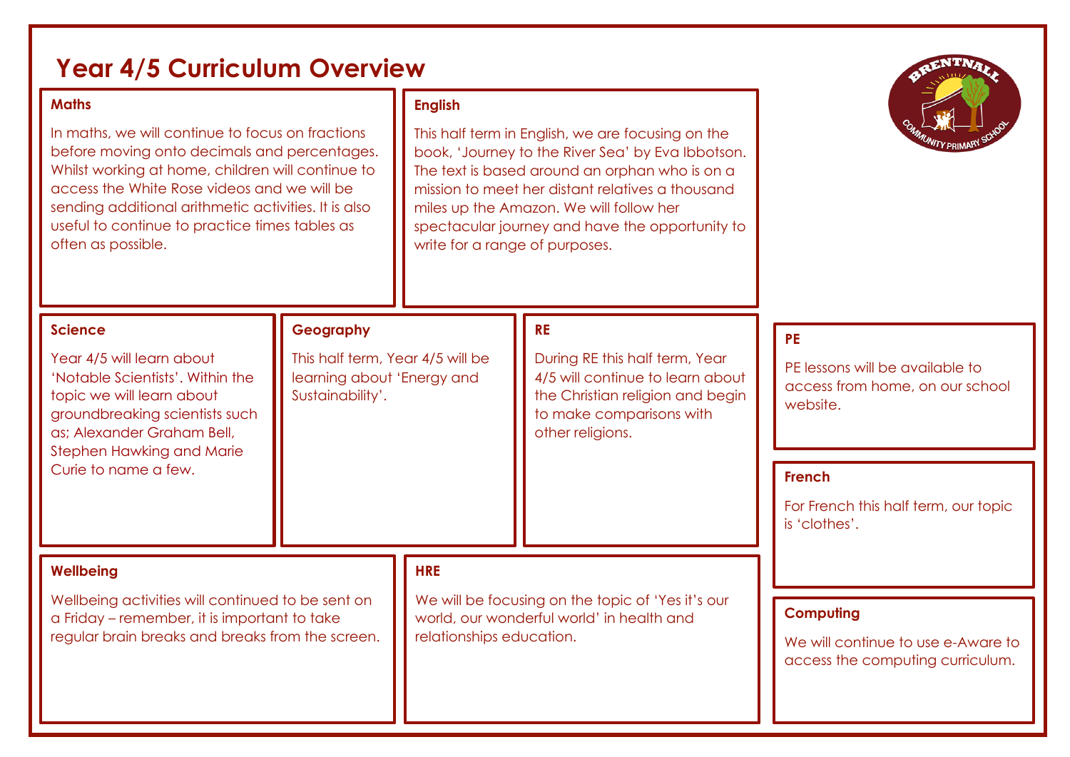# Year 4/5 Curriculum Overview

## Maths

In maths, we will continue to focus on fractions before moving onto decimals and percentages. Whilst working at home, children will continue to access the White Rose videos and we will be sending additional arithmetic activities. It is also useful to continue to practice times tables as often as possible.

## English

This half term in English, we are focusing on the book, 'Journey to the River Sea' by Eva Ibbotson. The text is based around an orphan who is on a mission to meet her distant relatives a thousand miles up the Amazon. We will follow her spectacular journey and have the opportunity to write for a range of purposes.

## Science

Year 4/5 will learn about 'Notable Scientists'. Within the topic we will learn about groundbreaking scientists such as; Alexander Graham Bell, Stephen Hawking and Marie Curie to name a few.

## Geography

This half term, Year 4/5 will be learning about 'Energy and Sustainability'.

## RE

During RE this half term, Year 4/5 will continue to learn about the Christian religion and begin to make comparisons with other religions.

## PE

PE lessons will be available to access from home, on our school website.

## French

For French this half term, our topic is 'clothes'.

## Wellbeing

Wellbeing activities will continued to be sent on a Friday – remember, it is important to take regular brain breaks and breaks from the screen.

## HRE

We will be focusing on the topic of 'Yes it's our world, our wonderful world' in health and relationships education.

## Computing

We will continue to use e-Aware to access the computing curriculum.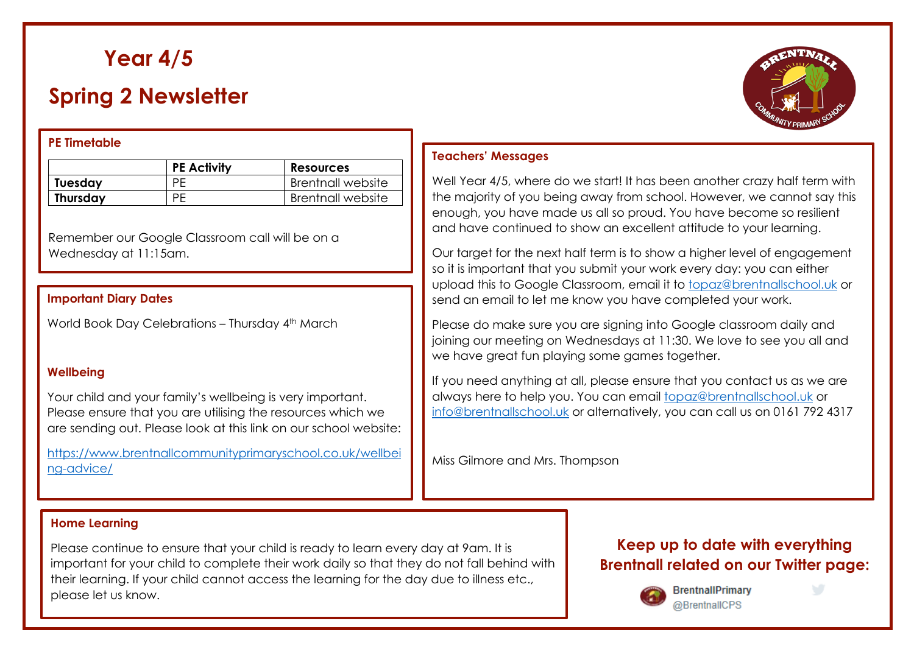# Year 4/5

# Spring 2 Newsletter

### PE Timetable

| | PE Activity | Resources |
|---|---|---|
| **Tuesday** | PE | Brentnall website |
| **Thursday** | PE | Brentnall website |

Remember our Google Classroom call will be on a Wednesday at 11:15am.

### Important Diary Dates

World Book Day Celebrations – Thursday 4th March

### Wellbeing

Your child and your family's wellbeing is very important. Please ensure that you are utilising the resources which we are sending out. Please look at this link on our school website:

https://www.brentnallcommunityprimaryschool.co.uk/wellbeing-advice/

### Teachers' Messages

Well Year 4/5, where do we start! It has been another crazy half term with the majority of you being away from school. However, we cannot say this enough, you have made us all so proud. You have become so resilient and have continued to show an excellent attitude to your learning.

Our target for the next half term is to show a higher level of engagement so it is important that you submit your work every day: you can either upload this to Google Classroom, email it to topaz@brentnallschool.uk or send an email to let me know you have completed your work.

Please do make sure you are signing into Google classroom daily and joining our meeting on Wednesdays at 11:30. We love to see you all and we have great fun playing some games together.

If you need anything at all, please ensure that you contact us as we are always here to help you. You can email topaz@brentnallschool.uk or info@brentnallschool.uk or alternatively, you can call us on 0161 792 4317

Miss Gilmore and Mrs. Thompson

### Home Learning

Please continue to ensure that your child is ready to learn every day at 9am. It is important for your child to complete their work daily so that they do not fall behind with their learning. If your child cannot access the learning for the day due to illness etc., please let us know.

**Keep up to date with everything Brentnall related on our Twitter page:**

BrentnallPrimary
@BrentnallCPS